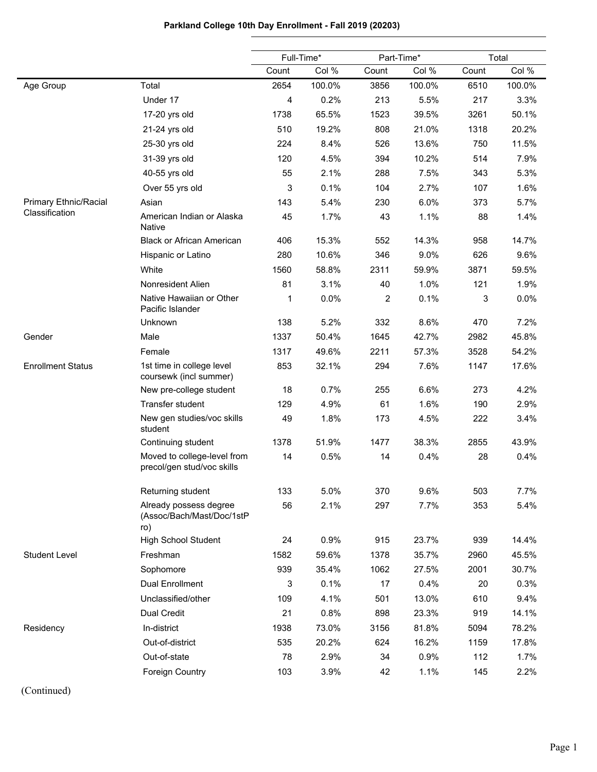# Parkland College 10th Day Enrollment - Fall 2019 (20203)

| | | Full-Time* | | Part-Time* | | Total | |
|---|---|---|---|---|---|---|---|
| | | Count | Col % | Count | Col % | Count | Col % |
| Age Group | Total | 2654 | 100.0% | 3856 | 100.0% | 6510 | 100.0% |
| | Under 17 | 4 | 0.2% | 213 | 5.5% | 217 | 3.3% |
| | 17-20 yrs old | 1738 | 65.5% | 1523 | 39.5% | 3261 | 50.1% |
| | 21-24 yrs old | 510 | 19.2% | 808 | 21.0% | 1318 | 20.2% |
| | 25-30 yrs old | 224 | 8.4% | 526 | 13.6% | 750 | 11.5% |
| | 31-39 yrs old | 120 | 4.5% | 394 | 10.2% | 514 | 7.9% |
| | 40-55 yrs old | 55 | 2.1% | 288 | 7.5% | 343 | 5.3% |
| | Over 55 yrs old | 3 | 0.1% | 104 | 2.7% | 107 | 1.6% |
| Primary Ethnic/Racial Classification | Asian | 143 | 5.4% | 230 | 6.0% | 373 | 5.7% |
| | American Indian or Alaska Native | 45 | 1.7% | 43 | 1.1% | 88 | 1.4% |
| | Black or African American | 406 | 15.3% | 552 | 14.3% | 958 | 14.7% |
| | Hispanic or Latino | 280 | 10.6% | 346 | 9.0% | 626 | 9.6% |
| | White | 1560 | 58.8% | 2311 | 59.9% | 3871 | 59.5% |
| | Nonresident Alien | 81 | 3.1% | 40 | 1.0% | 121 | 1.9% |
| | Native Hawaiian or Other Pacific Islander | 1 | 0.0% | 2 | 0.1% | 3 | 0.0% |
| | Unknown | 138 | 5.2% | 332 | 8.6% | 470 | 7.2% |
| Gender | Male | 1337 | 50.4% | 1645 | 42.7% | 2982 | 45.8% |
| | Female | 1317 | 49.6% | 2211 | 57.3% | 3528 | 54.2% |
| Enrollment Status | 1st time in college level coursewk (incl summer) | 853 | 32.1% | 294 | 7.6% | 1147 | 17.6% |
| | New pre-college student | 18 | 0.7% | 255 | 6.6% | 273 | 4.2% |
| | Transfer student | 129 | 4.9% | 61 | 1.6% | 190 | 2.9% |
| | New gen studies/voc skills student | 49 | 1.8% | 173 | 4.5% | 222 | 3.4% |
| | Continuing student | 1378 | 51.9% | 1477 | 38.3% | 2855 | 43.9% |
| | Moved to college-level from precol/gen stud/voc skills | 14 | 0.5% | 14 | 0.4% | 28 | 0.4% |
| | Returning student | 133 | 5.0% | 370 | 9.6% | 503 | 7.7% |
| | Already possess degree (Assoc/Bach/Mast/Doc/1stPro) | 56 | 2.1% | 297 | 7.7% | 353 | 5.4% |
| | High School Student | 24 | 0.9% | 915 | 23.7% | 939 | 14.4% |
| Student Level | Freshman | 1582 | 59.6% | 1378 | 35.7% | 2960 | 45.5% |
| | Sophomore | 939 | 35.4% | 1062 | 27.5% | 2001 | 30.7% |
| | Dual Enrollment | 3 | 0.1% | 17 | 0.4% | 20 | 0.3% |
| | Unclassified/other | 109 | 4.1% | 501 | 13.0% | 610 | 9.4% |
| | Dual Credit | 21 | 0.8% | 898 | 23.3% | 919 | 14.1% |
| Residency | In-district | 1938 | 73.0% | 3156 | 81.8% | 5094 | 78.2% |
| | Out-of-district | 535 | 20.2% | 624 | 16.2% | 1159 | 17.8% |
| | Out-of-state | 78 | 2.9% | 34 | 0.9% | 112 | 1.7% |
| | Foreign Country | 103 | 3.9% | 42 | 1.1% | 145 | 2.2% |

(Continued)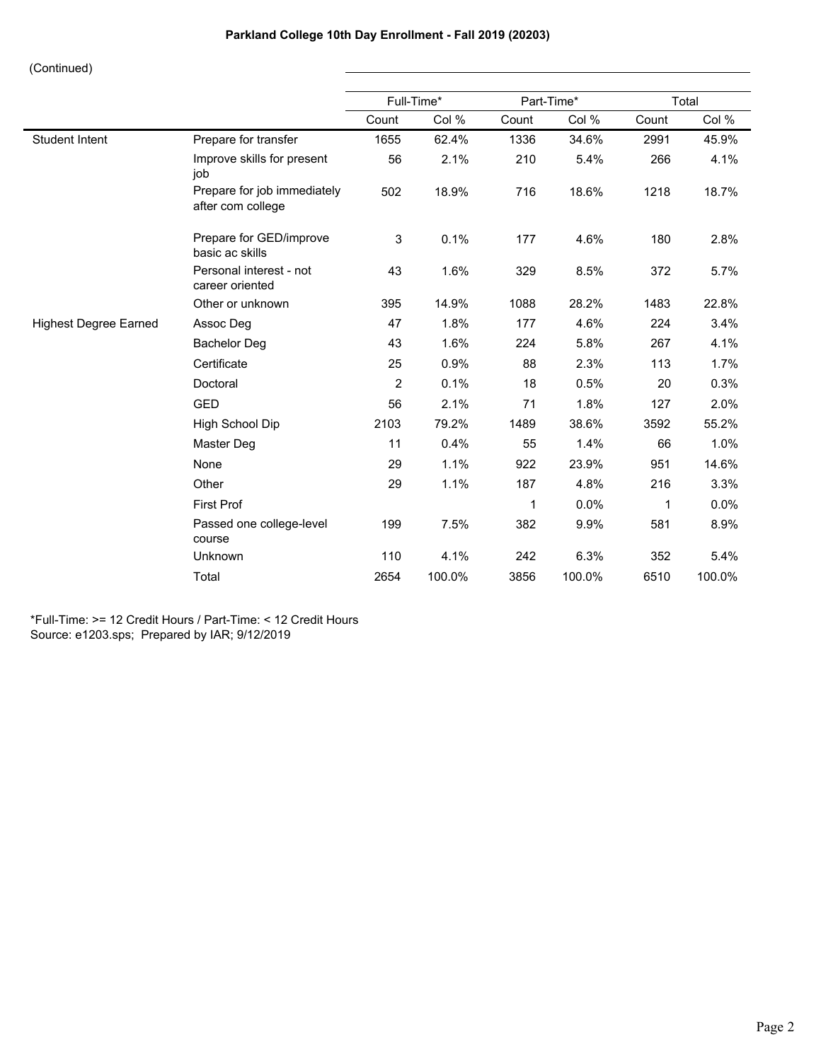**Parkland College 10th Day Enrollment - Fall 2019 (20203)**

(Continued)

| | | Full-Time* | | Part-Time* | | Total | |
|---|---|---|---|---|---|---|---|
| | | Count | Col % | Count | Col % | Count | Col % |
| Student Intent | Prepare for transfer | 1655 | 62.4% | 1336 | 34.6% | 2991 | 45.9% |
| | Improve skills for present job | 56 | 2.1% | 210 | 5.4% | 266 | 4.1% |
| | Prepare for job immediately after com college | 502 | 18.9% | 716 | 18.6% | 1218 | 18.7% |
| | Prepare for GED/improve basic ac skills | 3 | 0.1% | 177 | 4.6% | 180 | 2.8% |
| | Personal interest - not career oriented | 43 | 1.6% | 329 | 8.5% | 372 | 5.7% |
| | Other or unknown | 395 | 14.9% | 1088 | 28.2% | 1483 | 22.8% |
| Highest Degree Earned | Assoc Deg | 47 | 1.8% | 177 | 4.6% | 224 | 3.4% |
| | Bachelor Deg | 43 | 1.6% | 224 | 5.8% | 267 | 4.1% |
| | Certificate | 25 | 0.9% | 88 | 2.3% | 113 | 1.7% |
| | Doctoral | 2 | 0.1% | 18 | 0.5% | 20 | 0.3% |
| | GED | 56 | 2.1% | 71 | 1.8% | 127 | 2.0% |
| | High School Dip | 2103 | 79.2% | 1489 | 38.6% | 3592 | 55.2% |
| | Master Deg | 11 | 0.4% | 55 | 1.4% | 66 | 1.0% |
| | None | 29 | 1.1% | 922 | 23.9% | 951 | 14.6% |
| | Other | 29 | 1.1% | 187 | 4.8% | 216 | 3.3% |
| | First Prof | | | 1 | 0.0% | 1 | 0.0% |
| | Passed one college-level course | 199 | 7.5% | 382 | 9.9% | 581 | 8.9% |
| | Unknown | 110 | 4.1% | 242 | 6.3% | 352 | 5.4% |
| | Total | 2654 | 100.0% | 3856 | 100.0% | 6510 | 100.0% |

*Full-Time: >= 12 Credit Hours / Part-Time: < 12 Credit Hours
Source: e1203.sps; Prepared by IAR; 9/12/2019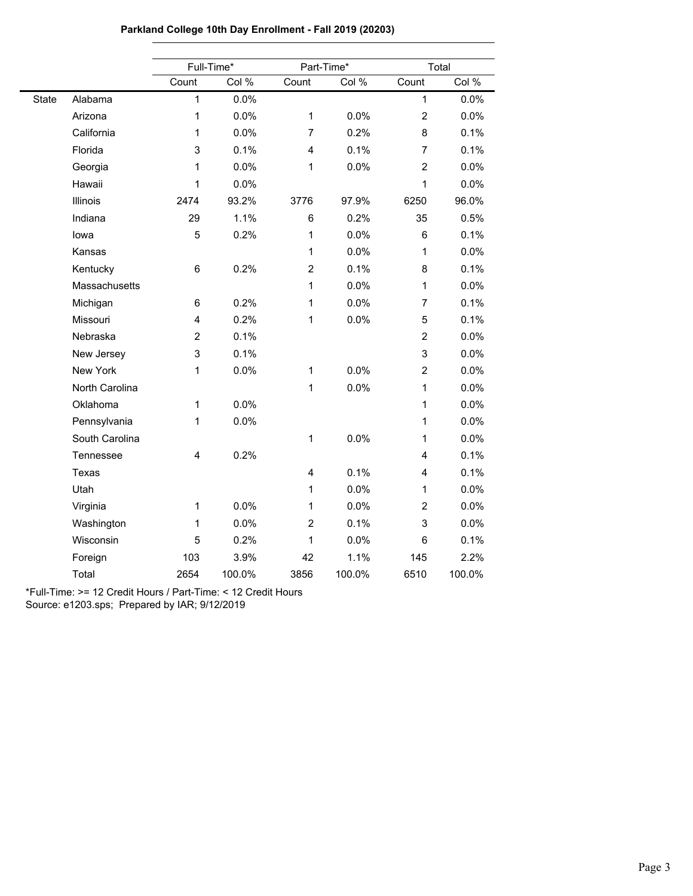**Parkland College 10th Day Enrollment - Fall 2019 (20203)**

| | | Full-Time* | | Part-Time* | | Total | |
|---|---|---|---|---|---|---|---|
| | | Count | Col % | Count | Col % | Count | Col % |
| State | Alabama | 1 | 0.0% | | | 1 | 0.0% |
| | Arizona | 1 | 0.0% | 1 | 0.0% | 2 | 0.0% |
| | California | 1 | 0.0% | 7 | 0.2% | 8 | 0.1% |
| | Florida | 3 | 0.1% | 4 | 0.1% | 7 | 0.1% |
| | Georgia | 1 | 0.0% | 1 | 0.0% | 2 | 0.0% |
| | Hawaii | 1 | 0.0% | | | 1 | 0.0% |
| | Illinois | 2474 | 93.2% | 3776 | 97.9% | 6250 | 96.0% |
| | Indiana | 29 | 1.1% | 6 | 0.2% | 35 | 0.5% |
| | Iowa | 5 | 0.2% | 1 | 0.0% | 6 | 0.1% |
| | Kansas | | | 1 | 0.0% | 1 | 0.0% |
| | Kentucky | 6 | 0.2% | 2 | 0.1% | 8 | 0.1% |
| | Massachusetts | | | 1 | 0.0% | 1 | 0.0% |
| | Michigan | 6 | 0.2% | 1 | 0.0% | 7 | 0.1% |
| | Missouri | 4 | 0.2% | 1 | 0.0% | 5 | 0.1% |
| | Nebraska | 2 | 0.1% | | | 2 | 0.0% |
| | New Jersey | 3 | 0.1% | | | 3 | 0.0% |
| | New York | 1 | 0.0% | 1 | 0.0% | 2 | 0.0% |
| | North Carolina | | | 1 | 0.0% | 1 | 0.0% |
| | Oklahoma | 1 | 0.0% | | | 1 | 0.0% |
| | Pennsylvania | 1 | 0.0% | | | 1 | 0.0% |
| | South Carolina | | | 1 | 0.0% | 1 | 0.0% |
| | Tennessee | 4 | 0.2% | | | 4 | 0.1% |
| | Texas | | | 4 | 0.1% | 4 | 0.1% |
| | Utah | | | 1 | 0.0% | 1 | 0.0% |
| | Virginia | 1 | 0.0% | 1 | 0.0% | 2 | 0.0% |
| | Washington | 1 | 0.0% | 2 | 0.1% | 3 | 0.0% |
| | Wisconsin | 5 | 0.2% | 1 | 0.0% | 6 | 0.1% |
| | Foreign | 103 | 3.9% | 42 | 1.1% | 145 | 2.2% |
| | Total | 2654 | 100.0% | 3856 | 100.0% | 6510 | 100.0% |

*Full-Time: >= 12 Credit Hours / Part-Time: < 12 Credit Hours
Source: e1203.sps; Prepared by IAR; 9/12/2019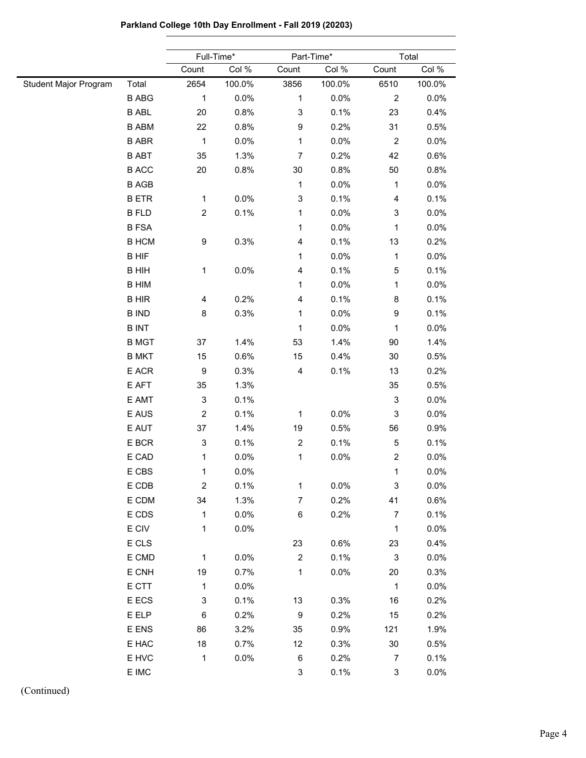**Parkland College 10th Day Enrollment - Fall 2019 (20203)**

| | | Full-Time* | | Part-Time* | | Total | |
|---|---|---|---|---|---|---|---|
| | | Count | Col % | Count | Col % | Count | Col % |
| Student Major Program | Total | 2654 | 100.0% | 3856 | 100.0% | 6510 | 100.0% |
| | B ABG | 1 | 0.0% | 1 | 0.0% | 2 | 0.0% |
| | B ABL | 20 | 0.8% | 3 | 0.1% | 23 | 0.4% |
| | B ABM | 22 | 0.8% | 9 | 0.2% | 31 | 0.5% |
| | B ABR | 1 | 0.0% | 1 | 0.0% | 2 | 0.0% |
| | B ABT | 35 | 1.3% | 7 | 0.2% | 42 | 0.6% |
| | B ACC | 20 | 0.8% | 30 | 0.8% | 50 | 0.8% |
| | B AGB | | | 1 | 0.0% | 1 | 0.0% |
| | B ETR | 1 | 0.0% | 3 | 0.1% | 4 | 0.1% |
| | B FLD | 2 | 0.1% | 1 | 0.0% | 3 | 0.0% |
| | B FSA | | | 1 | 0.0% | 1 | 0.0% |
| | B HCM | 9 | 0.3% | 4 | 0.1% | 13 | 0.2% |
| | B HIF | | | 1 | 0.0% | 1 | 0.0% |
| | B HIH | 1 | 0.0% | 4 | 0.1% | 5 | 0.1% |
| | B HIM | | | 1 | 0.0% | 1 | 0.0% |
| | B HIR | 4 | 0.2% | 4 | 0.1% | 8 | 0.1% |
| | B IND | 8 | 0.3% | 1 | 0.0% | 9 | 0.1% |
| | B INT | | | 1 | 0.0% | 1 | 0.0% |
| | B MGT | 37 | 1.4% | 53 | 1.4% | 90 | 1.4% |
| | B MKT | 15 | 0.6% | 15 | 0.4% | 30 | 0.5% |
| | E ACR | 9 | 0.3% | 4 | 0.1% | 13 | 0.2% |
| | E AFT | 35 | 1.3% | | | 35 | 0.5% |
| | E AMT | 3 | 0.1% | | | 3 | 0.0% |
| | E AUS | 2 | 0.1% | 1 | 0.0% | 3 | 0.0% |
| | E AUT | 37 | 1.4% | 19 | 0.5% | 56 | 0.9% |
| | E BCR | 3 | 0.1% | 2 | 0.1% | 5 | 0.1% |
| | E CAD | 1 | 0.0% | 1 | 0.0% | 2 | 0.0% |
| | E CBS | 1 | 0.0% | | | 1 | 0.0% |
| | E CDB | 2 | 0.1% | 1 | 0.0% | 3 | 0.0% |
| | E CDM | 34 | 1.3% | 7 | 0.2% | 41 | 0.6% |
| | E CDS | 1 | 0.0% | 6 | 0.2% | 7 | 0.1% |
| | E CIV | 1 | 0.0% | | | 1 | 0.0% |
| | E CLS | | | 23 | 0.6% | 23 | 0.4% |
| | E CMD | 1 | 0.0% | 2 | 0.1% | 3 | 0.0% |
| | E CNH | 19 | 0.7% | 1 | 0.0% | 20 | 0.3% |
| | E CTT | 1 | 0.0% | | | 1 | 0.0% |
| | E ECS | 3 | 0.1% | 13 | 0.3% | 16 | 0.2% |
| | E ELP | 6 | 0.2% | 9 | 0.2% | 15 | 0.2% |
| | E ENS | 86 | 3.2% | 35 | 0.9% | 121 | 1.9% |
| | E HAC | 18 | 0.7% | 12 | 0.3% | 30 | 0.5% |
| | E HVC | 1 | 0.0% | 6 | 0.2% | 7 | 0.1% |
| | E IMC | | | 3 | 0.1% | 3 | 0.0% |

(Continued)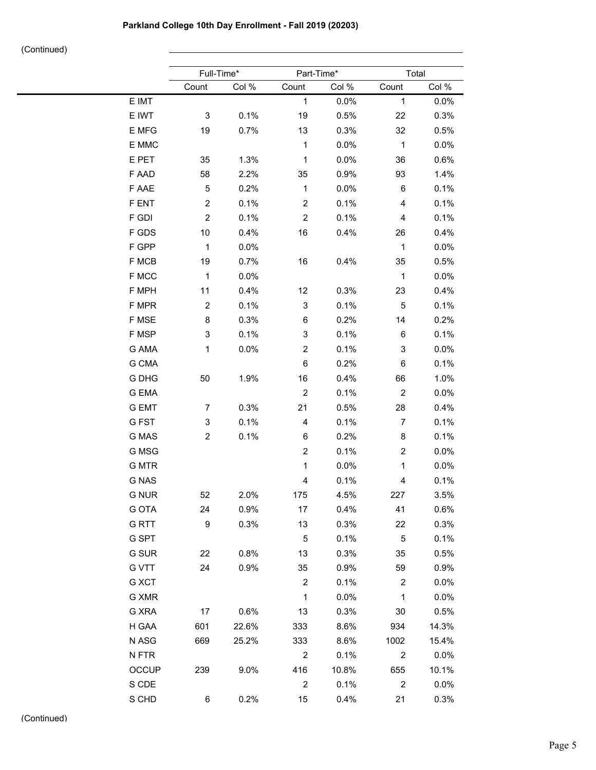# Parkland College 10th Day Enrollment - Fall 2019 (20203)

(Continued)

| | Full-Time* | | Part-Time* | | Total | |
|---|---|---|---|---|---|---|
| | Count | Col % | Count | Col % | Count | Col % |
| E IMT | | | 1 | 0.0% | 1 | 0.0% |
| E IWT | 3 | 0.1% | 19 | 0.5% | 22 | 0.3% |
| E MFG | 19 | 0.7% | 13 | 0.3% | 32 | 0.5% |
| E MMC | | | 1 | 0.0% | 1 | 0.0% |
| E PET | 35 | 1.3% | 1 | 0.0% | 36 | 0.6% |
| F AAD | 58 | 2.2% | 35 | 0.9% | 93 | 1.4% |
| F AAE | 5 | 0.2% | 1 | 0.0% | 6 | 0.1% |
| F ENT | 2 | 0.1% | 2 | 0.1% | 4 | 0.1% |
| F GDI | 2 | 0.1% | 2 | 0.1% | 4 | 0.1% |
| F GDS | 10 | 0.4% | 16 | 0.4% | 26 | 0.4% |
| F GPP | 1 | 0.0% | | | 1 | 0.0% |
| F MCB | 19 | 0.7% | 16 | 0.4% | 35 | 0.5% |
| F MCC | 1 | 0.0% | | | 1 | 0.0% |
| F MPH | 11 | 0.4% | 12 | 0.3% | 23 | 0.4% |
| F MPR | 2 | 0.1% | 3 | 0.1% | 5 | 0.1% |
| F MSE | 8 | 0.3% | 6 | 0.2% | 14 | 0.2% |
| F MSP | 3 | 0.1% | 3 | 0.1% | 6 | 0.1% |
| G AMA | 1 | 0.0% | 2 | 0.1% | 3 | 0.0% |
| G CMA | | | 6 | 0.2% | 6 | 0.1% |
| G DHG | 50 | 1.9% | 16 | 0.4% | 66 | 1.0% |
| G EMA | | | 2 | 0.1% | 2 | 0.0% |
| G EMT | 7 | 0.3% | 21 | 0.5% | 28 | 0.4% |
| G FST | 3 | 0.1% | 4 | 0.1% | 7 | 0.1% |
| G MAS | 2 | 0.1% | 6 | 0.2% | 8 | 0.1% |
| G MSG | | | 2 | 0.1% | 2 | 0.0% |
| G MTR | | | 1 | 0.0% | 1 | 0.0% |
| G NAS | | | 4 | 0.1% | 4 | 0.1% |
| G NUR | 52 | 2.0% | 175 | 4.5% | 227 | 3.5% |
| G OTA | 24 | 0.9% | 17 | 0.4% | 41 | 0.6% |
| G RTT | 9 | 0.3% | 13 | 0.3% | 22 | 0.3% |
| G SPT | | | 5 | 0.1% | 5 | 0.1% |
| G SUR | 22 | 0.8% | 13 | 0.3% | 35 | 0.5% |
| G VTT | 24 | 0.9% | 35 | 0.9% | 59 | 0.9% |
| G XCT | | | 2 | 0.1% | 2 | 0.0% |
| G XMR | | | 1 | 0.0% | 1 | 0.0% |
| G XRA | 17 | 0.6% | 13 | 0.3% | 30 | 0.5% |
| H GAA | 601 | 22.6% | 333 | 8.6% | 934 | 14.3% |
| N ASG | 669 | 25.2% | 333 | 8.6% | 1002 | 15.4% |
| N FTR | | | 2 | 0.1% | 2 | 0.0% |
| OCCUP | 239 | 9.0% | 416 | 10.8% | 655 | 10.1% |
| S CDE | | | 2 | 0.1% | 2 | 0.0% |
| S CHD | 6 | 0.2% | 15 | 0.4% | 21 | 0.3% |

(Continued)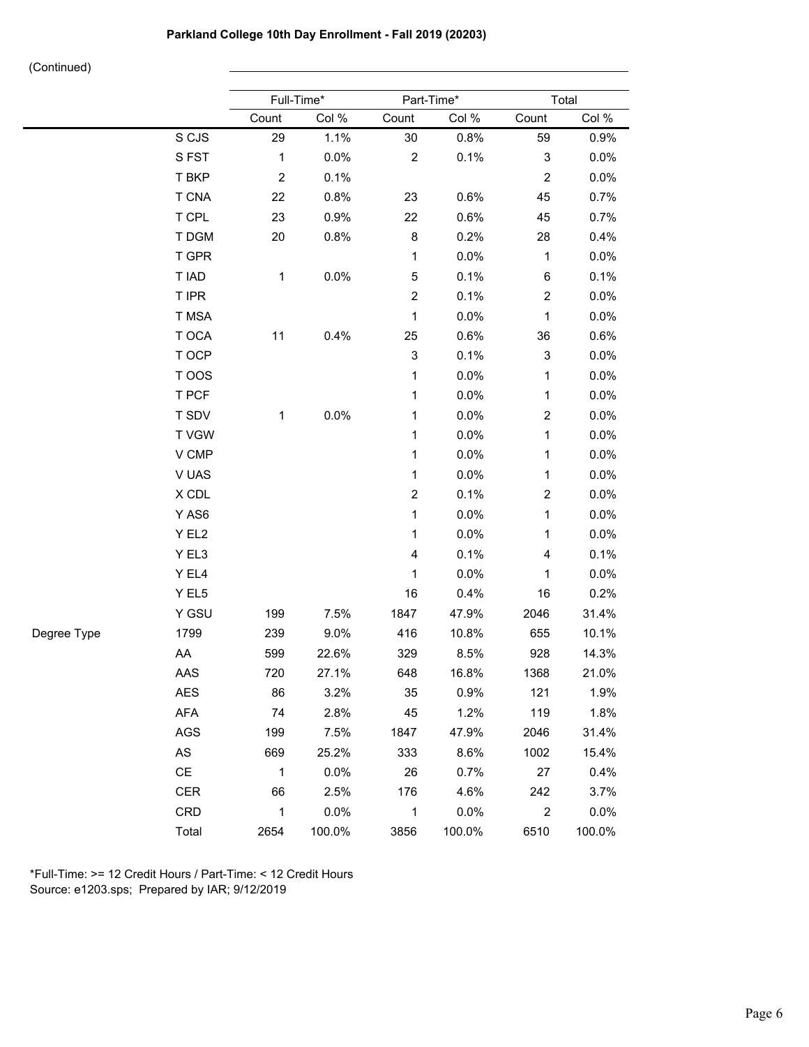# Parkland College 10th Day Enrollment - Fall 2019 (20203)

(Continued)

| | | Full-Time* | | Part-Time* | | Total | |
|---|---|---|---|---|---|---|---|
| | | Count | Col % | Count | Col % | Count | Col % |
| | S CJS | 29 | 1.1% | 30 | 0.8% | 59 | 0.9% |
| | S FST | 1 | 0.0% | 2 | 0.1% | 3 | 0.0% |
| | T BKP | 2 | 0.1% | | | 2 | 0.0% |
| | T CNA | 22 | 0.8% | 23 | 0.6% | 45 | 0.7% |
| | T CPL | 23 | 0.9% | 22 | 0.6% | 45 | 0.7% |
| | T DGM | 20 | 0.8% | 8 | 0.2% | 28 | 0.4% |
| | T GPR | | | 1 | 0.0% | 1 | 0.0% |
| | T IAD | 1 | 0.0% | 5 | 0.1% | 6 | 0.1% |
| | T IPR | | | 2 | 0.1% | 2 | 0.0% |
| | T MSA | | | 1 | 0.0% | 1 | 0.0% |
| | T OCA | 11 | 0.4% | 25 | 0.6% | 36 | 0.6% |
| | T OCP | | | 3 | 0.1% | 3 | 0.0% |
| | T OOS | | | 1 | 0.0% | 1 | 0.0% |
| | T PCF | | | 1 | 0.0% | 1 | 0.0% |
| | T SDV | 1 | 0.0% | 1 | 0.0% | 2 | 0.0% |
| | T VGW | | | 1 | 0.0% | 1 | 0.0% |
| | V CMP | | | 1 | 0.0% | 1 | 0.0% |
| | V UAS | | | 1 | 0.0% | 1 | 0.0% |
| | X CDL | | | 2 | 0.1% | 2 | 0.0% |
| | Y AS6 | | | 1 | 0.0% | 1 | 0.0% |
| | Y EL2 | | | 1 | 0.0% | 1 | 0.0% |
| | Y EL3 | | | 4 | 0.1% | 4 | 0.1% |
| | Y EL4 | | | 1 | 0.0% | 1 | 0.0% |
| | Y EL5 | | | 16 | 0.4% | 16 | 0.2% |
| | Y GSU | 199 | 7.5% | 1847 | 47.9% | 2046 | 31.4% |
| Degree Type | 1799 | 239 | 9.0% | 416 | 10.8% | 655 | 10.1% |
| | AA | 599 | 22.6% | 329 | 8.5% | 928 | 14.3% |
| | AAS | 720 | 27.1% | 648 | 16.8% | 1368 | 21.0% |
| | AES | 86 | 3.2% | 35 | 0.9% | 121 | 1.9% |
| | AFA | 74 | 2.8% | 45 | 1.2% | 119 | 1.8% |
| | AGS | 199 | 7.5% | 1847 | 47.9% | 2046 | 31.4% |
| | AS | 669 | 25.2% | 333 | 8.6% | 1002 | 15.4% |
| | CE | 1 | 0.0% | 26 | 0.7% | 27 | 0.4% |
| | CER | 66 | 2.5% | 176 | 4.6% | 242 | 3.7% |
| | CRD | 1 | 0.0% | 1 | 0.0% | 2 | 0.0% |
| | Total | 2654 | 100.0% | 3856 | 100.0% | 6510 | 100.0% |

*Full-Time: >= 12 Credit Hours / Part-Time: < 12 Credit Hours
Source: e1203.sps; Prepared by IAR; 9/12/2019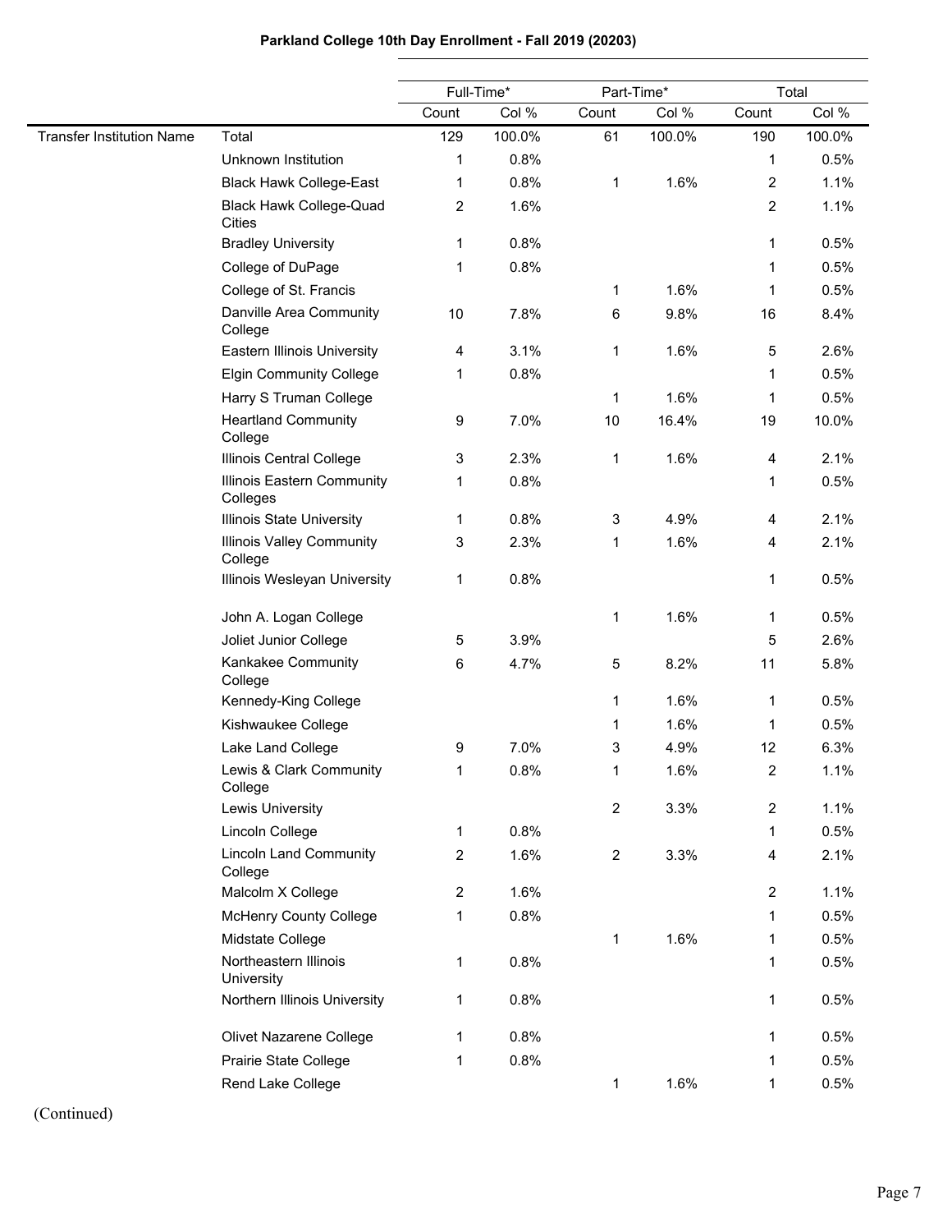**Parkland College 10th Day Enrollment - Fall 2019 (20203)**

| | | Full-Time* | | Part-Time* | | Total | |
|---|---|---|---|---|---|---|---|
| | | Count | Col % | Count | Col % | Count | Col % |
| Transfer Institution Name | Total | 129 | 100.0% | 61 | 100.0% | 190 | 100.0% |
| | Unknown Institution | 1 | 0.8% | | | 1 | 0.5% |
| | Black Hawk College-East | 1 | 0.8% | 1 | 1.6% | 2 | 1.1% |
| | Black Hawk College-Quad Cities | 2 | 1.6% | | | 2 | 1.1% |
| | Bradley University | 1 | 0.8% | | | 1 | 0.5% |
| | College of DuPage | 1 | 0.8% | | | 1 | 0.5% |
| | College of St. Francis | | | 1 | 1.6% | 1 | 0.5% |
| | Danville Area Community College | 10 | 7.8% | 6 | 9.8% | 16 | 8.4% |
| | Eastern Illinois University | 4 | 3.1% | 1 | 1.6% | 5 | 2.6% |
| | Elgin Community College | 1 | 0.8% | | | 1 | 0.5% |
| | Harry S Truman College | | | 1 | 1.6% | 1 | 0.5% |
| | Heartland Community College | 9 | 7.0% | 10 | 16.4% | 19 | 10.0% |
| | Illinois Central College | 3 | 2.3% | 1 | 1.6% | 4 | 2.1% |
| | Illinois Eastern Community Colleges | 1 | 0.8% | | | 1 | 0.5% |
| | Illinois State University | 1 | 0.8% | 3 | 4.9% | 4 | 2.1% |
| | Illinois Valley Community College | 3 | 2.3% | 1 | 1.6% | 4 | 2.1% |
| | Illinois Wesleyan University | 1 | 0.8% | | | 1 | 0.5% |
| | John A. Logan College | | | 1 | 1.6% | 1 | 0.5% |
| | Joliet Junior College | 5 | 3.9% | | | 5 | 2.6% |
| | Kankakee Community College | 6 | 4.7% | 5 | 8.2% | 11 | 5.8% |
| | Kennedy-King College | | | 1 | 1.6% | 1 | 0.5% |
| | Kishwaukee College | | | 1 | 1.6% | 1 | 0.5% |
| | Lake Land College | 9 | 7.0% | 3 | 4.9% | 12 | 6.3% |
| | Lewis & Clark Community College | 1 | 0.8% | 1 | 1.6% | 2 | 1.1% |
| | Lewis University | | | 2 | 3.3% | 2 | 1.1% |
| | Lincoln College | 1 | 0.8% | | | 1 | 0.5% |
| | Lincoln Land Community College | 2 | 1.6% | 2 | 3.3% | 4 | 2.1% |
| | Malcolm X College | 2 | 1.6% | | | 2 | 1.1% |
| | McHenry County College | 1 | 0.8% | | | 1 | 0.5% |
| | Midstate College | | | 1 | 1.6% | 1 | 0.5% |
| | Northeastern Illinois University | 1 | 0.8% | | | 1 | 0.5% |
| | Northern Illinois University | 1 | 0.8% | | | 1 | 0.5% |
| | Olivet Nazarene College | 1 | 0.8% | | | 1 | 0.5% |
| | Prairie State College | 1 | 0.8% | | | 1 | 0.5% |
| | Rend Lake College | | | 1 | 1.6% | 1 | 0.5% |

(Continued)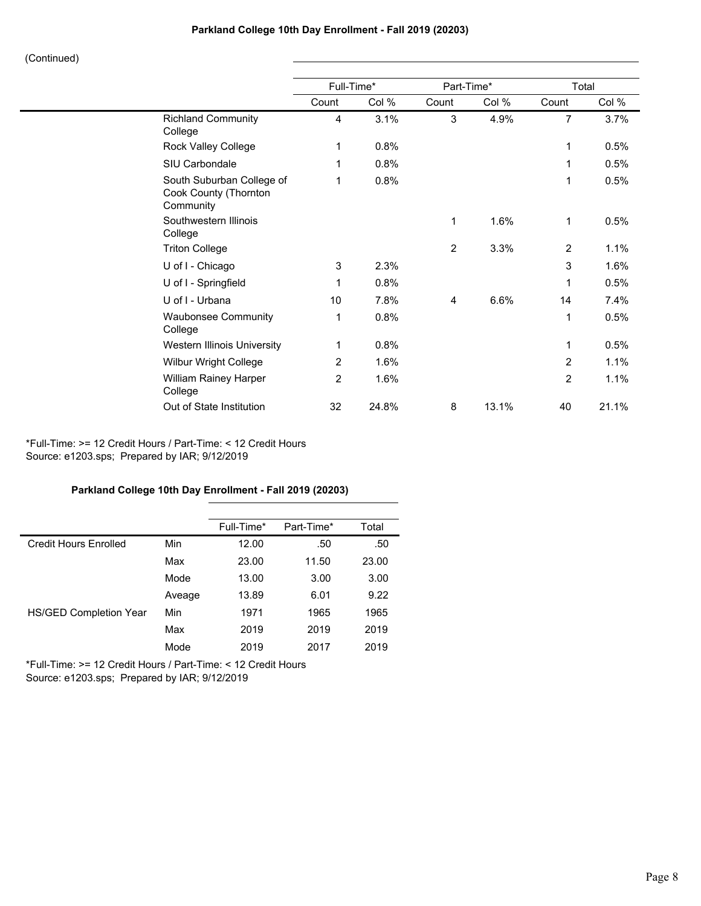## Parkland College 10th Day Enrollment - Fall 2019 (20203)

(Continued)

| | Full-Time* | | Part-Time* | | Total | |
|---|---|---|---|---|---|---|
| | Count | Col % | Count | Col % | Count | Col % |
| Richland Community College | 4 | 3.1% | 3 | 4.9% | 7 | 3.7% |
| Rock Valley College | 1 | 0.8% | | | 1 | 0.5% |
| SIU Carbondale | 1 | 0.8% | | | 1 | 0.5% |
| South Suburban College of Cook County (Thornton Community | 1 | 0.8% | | | 1 | 0.5% |
| Southwestern Illinois College | | | 1 | 1.6% | 1 | 0.5% |
| Triton College | | | 2 | 3.3% | 2 | 1.1% |
| U of I - Chicago | 3 | 2.3% | | | 3 | 1.6% |
| U of I - Springfield | 1 | 0.8% | | | 1 | 0.5% |
| U of I - Urbana | 10 | 7.8% | 4 | 6.6% | 14 | 7.4% |
| Waubonsee Community College | 1 | 0.8% | | | 1 | 0.5% |
| Western Illinois University | 1 | 0.8% | | | 1 | 0.5% |
| Wilbur Wright College | 2 | 1.6% | | | 2 | 1.1% |
| William Rainey Harper College | 2 | 1.6% | | | 2 | 1.1% |
| Out of State Institution | 32 | 24.8% | 8 | 13.1% | 40 | 21.1% |

*Full-Time: >= 12 Credit Hours / Part-Time: < 12 Credit Hours
Source: e1203.sps; Prepared by IAR; 9/12/2019

## Parkland College 10th Day Enrollment - Fall 2019 (20203)

| | | Full-Time* | Part-Time* | Total |
|---|---|---|---|---|
| Credit Hours Enrolled | Min | 12.00 | .50 | .50 |
| | Max | 23.00 | 11.50 | 23.00 |
| | Mode | 13.00 | 3.00 | 3.00 |
| | Aveage | 13.89 | 6.01 | 9.22 |
| HS/GED Completion Year | Min | 1971 | 1965 | 1965 |
| | Max | 2019 | 2019 | 2019 |
| | Mode | 2019 | 2017 | 2019 |

*Full-Time: >= 12 Credit Hours / Part-Time: < 12 Credit Hours
Source: e1203.sps; Prepared by IAR; 9/12/2019